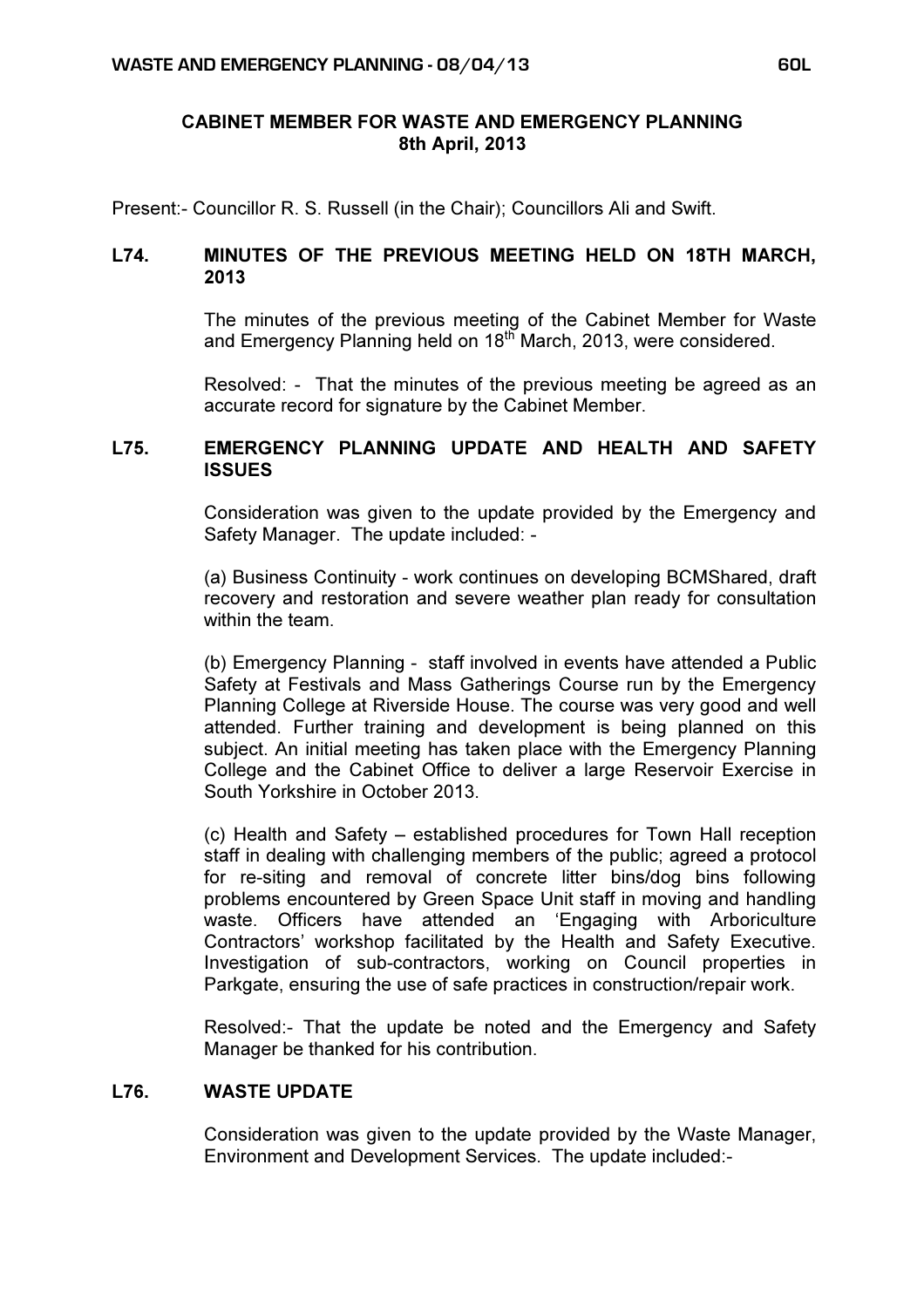# CABINET MEMBER FOR WASTE AND EMERGENCY PLANNING
## 8th April, 2013

Present:- Councillor R. S. Russell (in the Chair); Councillors Ali and Swift.

### L74. MINUTES OF THE PREVIOUS MEETING HELD ON 18TH MARCH, 2013

The minutes of the previous meeting of the Cabinet Member for Waste and Emergency Planning held on 18th March, 2013, were considered.

Resolved: - That the minutes of the previous meeting be agreed as an accurate record for signature by the Cabinet Member.

### L75. EMERGENCY PLANNING UPDATE AND HEALTH AND SAFETY ISSUES

Consideration was given to the update provided by the Emergency and Safety Manager. The update included: -

(a) Business Continuity - work continues on developing BCMShared, draft recovery and restoration and severe weather plan ready for consultation within the team.

(b) Emergency Planning - staff involved in events have attended a Public Safety at Festivals and Mass Gatherings Course run by the Emergency Planning College at Riverside House. The course was very good and well attended. Further training and development is being planned on this subject. An initial meeting has taken place with the Emergency Planning College and the Cabinet Office to deliver a large Reservoir Exercise in South Yorkshire in October 2013.

(c) Health and Safety – established procedures for Town Hall reception staff in dealing with challenging members of the public; agreed a protocol for re-siting and removal of concrete litter bins/dog bins following problems encountered by Green Space Unit staff in moving and handling waste. Officers have attended an 'Engaging with Arboriculture Contractors' workshop facilitated by the Health and Safety Executive. Investigation of sub-contractors, working on Council properties in Parkgate, ensuring the use of safe practices in construction/repair work.

Resolved:- That the update be noted and the Emergency and Safety Manager be thanked for his contribution.

### L76. WASTE UPDATE

Consideration was given to the update provided by the Waste Manager, Environment and Development Services. The update included:-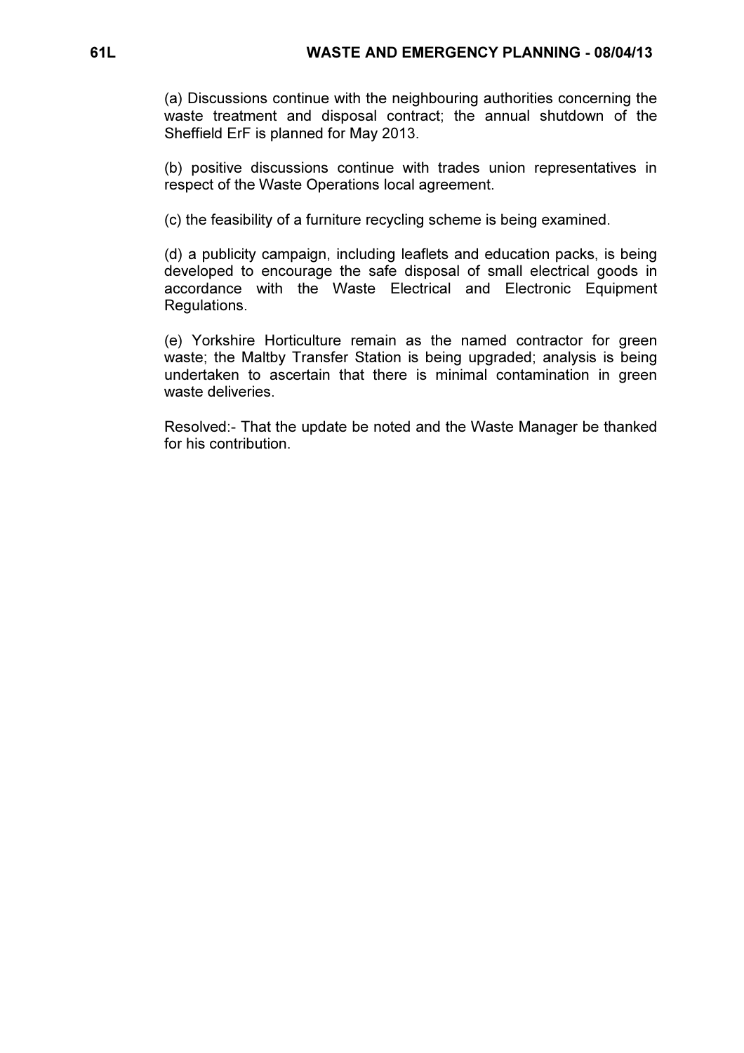(a) Discussions continue with the neighbouring authorities concerning the waste treatment and disposal contract; the annual shutdown of the Sheffield ErF is planned for May 2013.

(b) positive discussions continue with trades union representatives in respect of the Waste Operations local agreement.

(c) the feasibility of a furniture recycling scheme is being examined.

(d) a publicity campaign, including leaflets and education packs, is being developed to encourage the safe disposal of small electrical goods in accordance with the Waste Electrical and Electronic Equipment Regulations.

(e) Yorkshire Horticulture remain as the named contractor for green waste; the Maltby Transfer Station is being upgraded; analysis is being undertaken to ascertain that there is minimal contamination in green waste deliveries.

Resolved:- That the update be noted and the Waste Manager be thanked for his contribution.